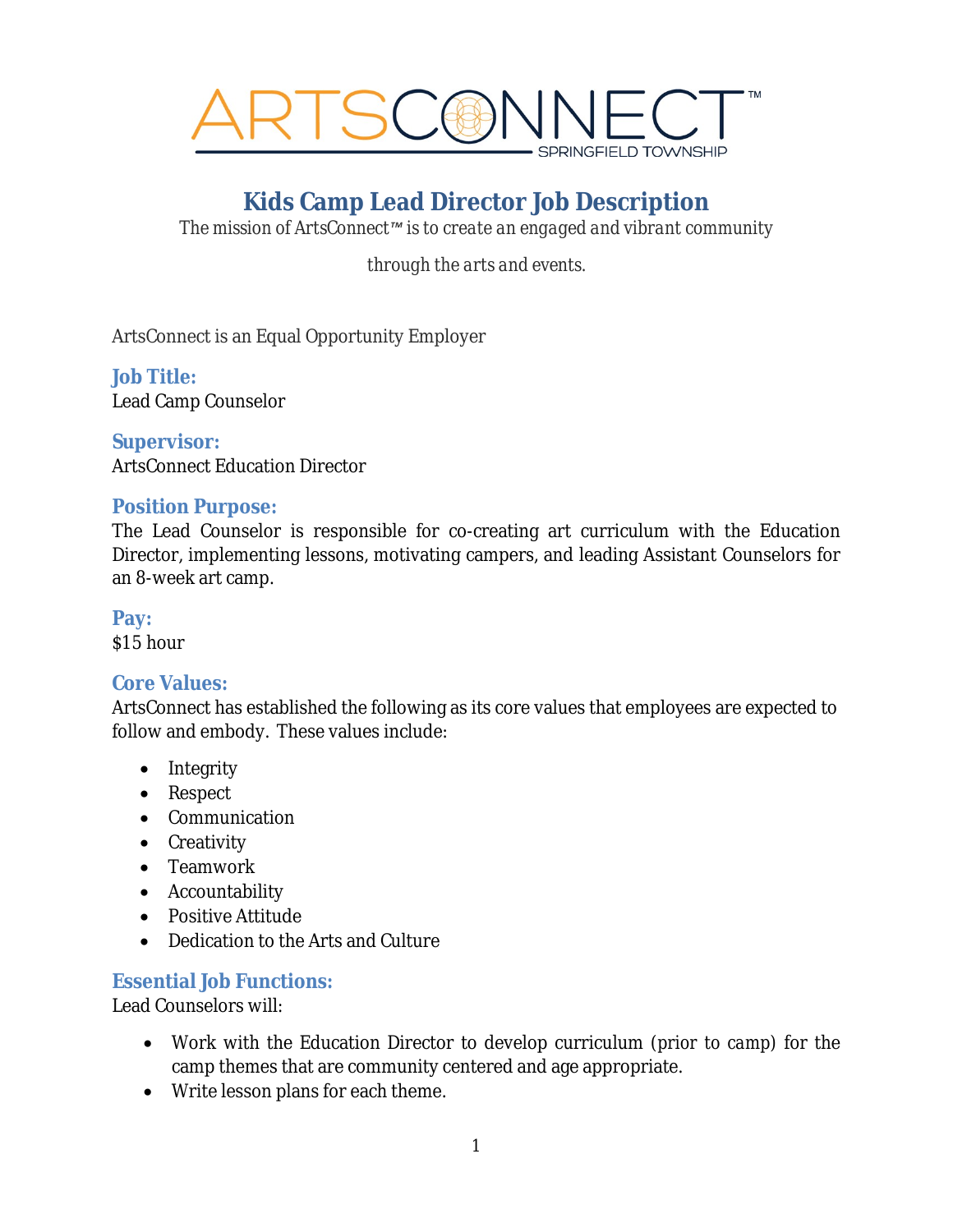ARTSCONNECT™
SPRINGFIELD TOWNSHIP

# Kids Camp Lead Director Job Description

*The mission of ArtsConnect™ is to create an engaged and vibrant community through the arts and events.*

ArtsConnect is an Equal Opportunity Employer

## Job Title:
Lead Camp Counselor

## Supervisor:
ArtsConnect Education Director

## Position Purpose:
The Lead Counselor is responsible for co-creating art curriculum with the Education Director, implementing lessons, motivating campers, and leading Assistant Counselors for an 8-week art camp.

## Pay:
$15 hour

## Core Values:
ArtsConnect has established the following as its core values that employees are expected to follow and embody. These values include:

- Integrity
- Respect
- Communication
- Creativity
- Teamwork
- Accountability
- Positive Attitude
- Dedication to the Arts and Culture

## Essential Job Functions:
Lead Counselors will:

- Work with the Education Director to develop curriculum (prior to camp) for the camp themes that are community centered and age appropriate.
- Write lesson plans for each theme.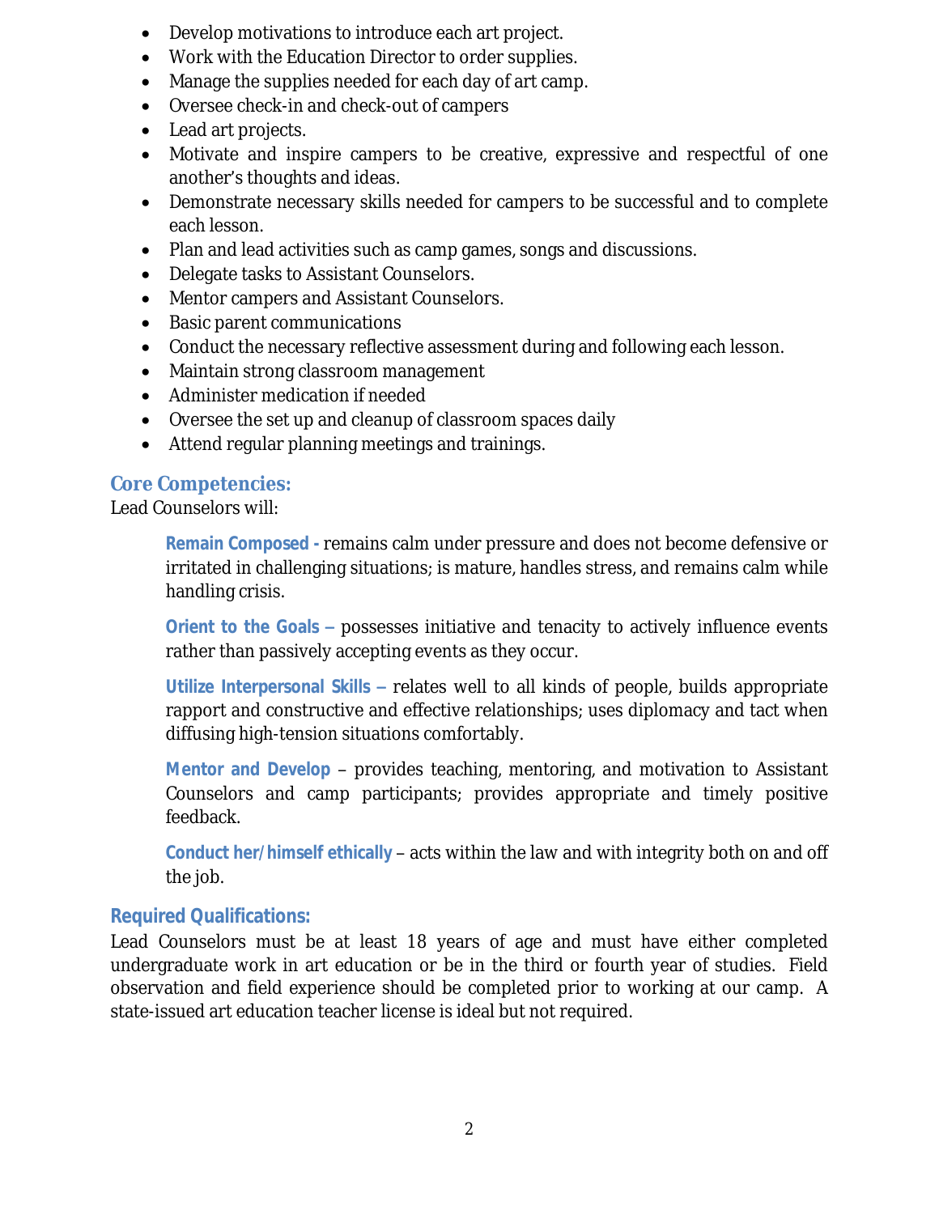- Develop motivations to introduce each art project.
- Work with the Education Director to order supplies.
- Manage the supplies needed for each day of art camp.
- Oversee check-in and check-out of campers
- Lead art projects.
- Motivate and inspire campers to be creative, expressive and respectful of one another's thoughts and ideas.
- Demonstrate necessary skills needed for campers to be successful and to complete each lesson.
- Plan and lead activities such as camp games, songs and discussions.
- Delegate tasks to Assistant Counselors.
- Mentor campers and Assistant Counselors.
- Basic parent communications
- Conduct the necessary reflective assessment during and following each lesson.
- Maintain strong classroom management
- Administer medication if needed
- Oversee the set up and cleanup of classroom spaces daily
- Attend regular planning meetings and trainings.

## Core Competencies:

Lead Counselors will:

> **Remain Composed -** remains calm under pressure and does not become defensive or irritated in challenging situations; is mature, handles stress, and remains calm while handling crisis.
>
> **Orient to the Goals –** possesses initiative and tenacity to actively influence events rather than passively accepting events as they occur.
>
> **Utilize Interpersonal Skills –** relates well to all kinds of people, builds appropriate rapport and constructive and effective relationships; uses diplomacy and tact when diffusing high-tension situations comfortably.
>
> **Mentor and Develop** – provides teaching, mentoring, and motivation to Assistant Counselors and camp participants; provides appropriate and timely positive feedback.
>
> **Conduct her/himself ethically** – acts within the law and with integrity both on and off the job.

## Required Qualifications:

Lead Counselors must be at least 18 years of age and must have either completed undergraduate work in art education or be in the third or fourth year of studies. Field observation and field experience should be completed prior to working at our camp. A state-issued art education teacher license is ideal but not required.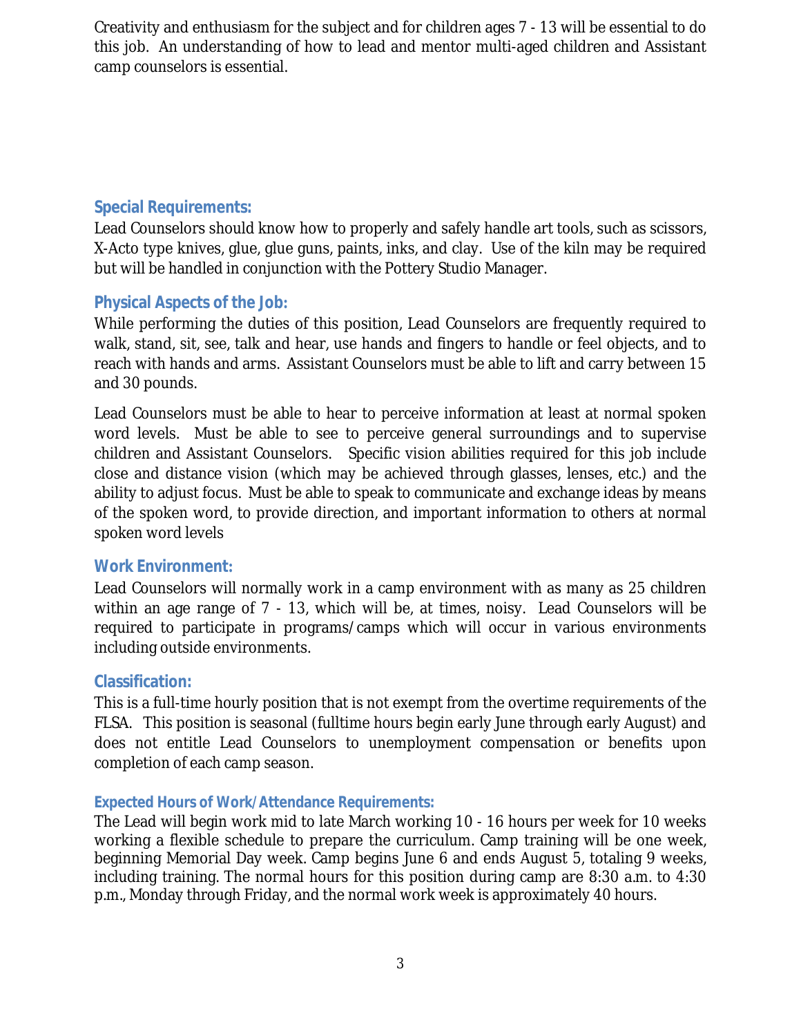Creativity and enthusiasm for the subject and for children ages 7 - 13 will be essential to do this job. An understanding of how to lead and mentor multi-aged children and Assistant camp counselors is essential.

## Special Requirements:

Lead Counselors should know how to properly and safely handle art tools, such as scissors, X-Acto type knives, glue, glue guns, paints, inks, and clay. Use of the kiln may be required but will be handled in conjunction with the Pottery Studio Manager.

## Physical Aspects of the Job:

While performing the duties of this position, Lead Counselors are frequently required to walk, stand, sit, see, talk and hear, use hands and fingers to handle or feel objects, and to reach with hands and arms. Assistant Counselors must be able to lift and carry between 15 and 30 pounds.

Lead Counselors must be able to hear to perceive information at least at normal spoken word levels. Must be able to see to perceive general surroundings and to supervise children and Assistant Counselors. Specific vision abilities required for this job include close and distance vision (which may be achieved through glasses, lenses, etc.) and the ability to adjust focus. Must be able to speak to communicate and exchange ideas by means of the spoken word, to provide direction, and important information to others at normal spoken word levels

## Work Environment:

Lead Counselors will normally work in a camp environment with as many as 25 children within an age range of 7 - 13, which will be, at times, noisy. Lead Counselors will be required to participate in programs/camps which will occur in various environments including outside environments.

## Classification:

This is a full-time hourly position that is not exempt from the overtime requirements of the FLSA. This position is seasonal (fulltime hours begin early June through early August) and does not entitle Lead Counselors to unemployment compensation or benefits upon completion of each camp season.

## Expected Hours of Work/Attendance Requirements:

The Lead will begin work mid to late March working 10 - 16 hours per week for 10 weeks working a flexible schedule to prepare the curriculum. Camp training will be one week, beginning Memorial Day week. Camp begins June 6 and ends August 5, totaling 9 weeks, including training. The normal hours for this position during camp are 8:30 a.m. to 4:30 p.m., Monday through Friday, and the normal work week is approximately 40 hours.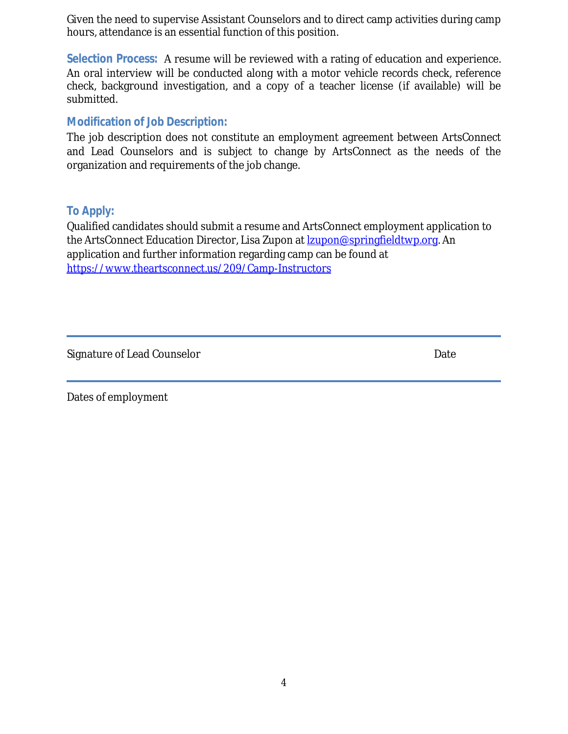Given the need to supervise Assistant Counselors and to direct camp activities during camp hours, attendance is an essential function of this position.

**Selection Process:** A resume will be reviewed with a rating of education and experience. An oral interview will be conducted along with a motor vehicle records check, reference check, background investigation, and a copy of a teacher license (if available) will be submitted.

### Modification of Job Description:

The job description does not constitute an employment agreement between ArtsConnect and Lead Counselors and is subject to change by ArtsConnect as the needs of the organization and requirements of the job change.

### To Apply:

Qualified candidates should submit a resume and ArtsConnect employment application to the ArtsConnect Education Director, Lisa Zupon at lzupon@springfieldtwp.org. An application and further information regarding camp can be found at https://www.theartsconnect.us/209/Camp-Instructors

---

Signature of Lead Counselor Date

---

Dates of employment